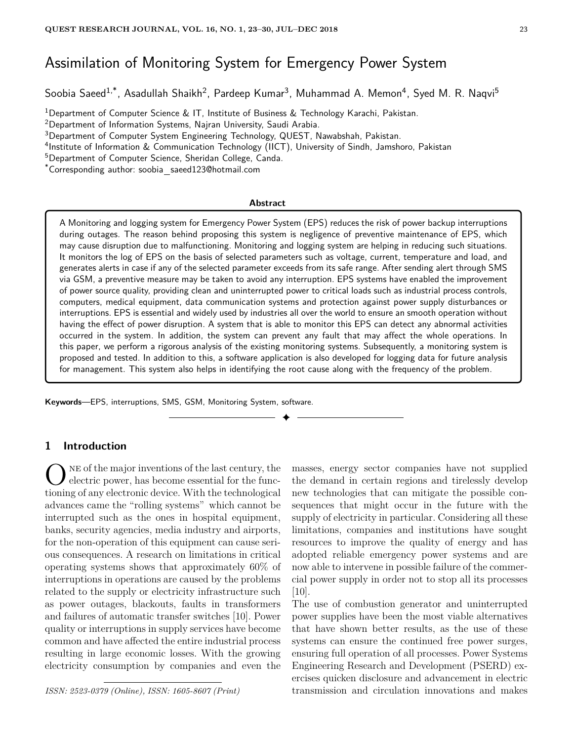# Assimilation of Monitoring System for Emergency Power System

Soobia Saeed[1,*], Asadullah Shaikh[2], Pardeep Kumar[3], Muhammad A. Memon[4], Syed M. R. Naqvi[5]

[1]Department of Computer Science & IT, Institute of Business & Technology Karachi, Pakistan.
[2]Department of Information Systems, Najran University, Saudi Arabia.
[3]Department of Computer System Engineering Technology, QUEST, Nawabshah, Pakistan.
[4]Institute of Information & Communication Technology (IICT), University of Sindh, Jamshoro, Pakistan
[5]Department of Computer Science, Sheridan College, Canda.
[*]Corresponding author: soobia_saeed123@hotmail.com

**Abstract**

A Monitoring and logging system for Emergency Power System (EPS) reduces the risk of power backup interruptions during outages. The reason behind proposing this system is negligence of preventive maintenance of EPS, which may cause disruption due to malfunctioning. Monitoring and logging system are helping in reducing such situations. It monitors the log of EPS on the basis of selected parameters such as voltage, current, temperature and load, and generates alerts in case if any of the selected parameter exceeds from its safe range. After sending alert through SMS via GSM, a preventive measure may be taken to avoid any interruption. EPS systems have enabled the improvement of power source quality, providing clean and uninterrupted power to critical loads such as industrial process controls, computers, medical equipment, data communication systems and protection against power supply disturbances or interruptions. EPS is essential and widely used by industries all over the world to ensure an smooth operation without having the effect of power disruption. A system that is able to monitor this EPS can detect any abnormal activities occurred in the system. In addition, the system can prevent any fault that may affect the whole operations. In this paper, we perform a rigorous analysis of the existing monitoring systems. Subsequently, a monitoring system is proposed and tested. In addition to this, a software application is also developed for logging data for future analysis for management. This system also helps in identifying the root cause along with the frequency of the problem.

**Keywords**—EPS, interruptions, SMS, GSM, Monitoring System, software.

## 1 Introduction

One of the major inventions of the last century, the electric power, has become essential for the functioning of any electronic device. With the technological advances came the "rolling systems" which cannot be interrupted such as the ones in hospital equipment, banks, security agencies, media industry and airports, for the non-operation of this equipment can cause serious consequences. A research on limitations in critical operating systems shows that approximately 60% of interruptions in operations are caused by the problems related to the supply or electricity infrastructure such as power outages, blackouts, faults in transformers and failures of automatic transfer switches [10]. Power quality or interruptions in supply services have become common and have affected the entire industrial process resulting in large economic losses. With the growing electricity consumption by companies and even the masses, energy sector companies have not supplied the demand in certain regions and tirelessly develop new technologies that can mitigate the possible consequences that might occur in the future with the supply of electricity in particular. Considering all these limitations, companies and institutions have sought resources to improve the quality of energy and has adopted reliable emergency power systems and are now able to intervene in possible failure of the commercial power supply in order not to stop all its processes [10].

The use of combustion generator and uninterrupted power supplies have been the most viable alternatives that have shown better results, as the use of these systems can ensure the continued free power surges, ensuring full operation of all processes. Power Systems Engineering Research and Development (PSERD) exercises quicken disclosure and advancement in electric transmission and circulation innovations and makes

*ISSN: 2523-0379 (Online), ISSN: 1605-8607 (Print)*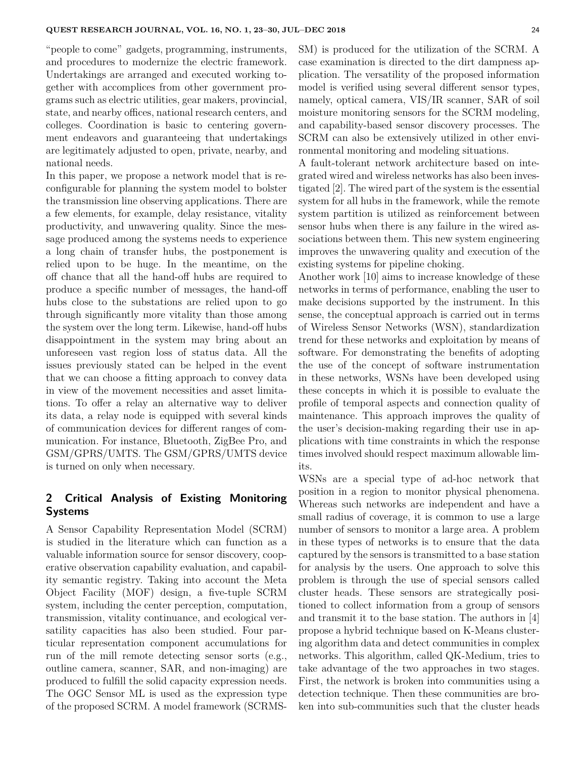"people to come" gadgets, programming, instruments, and procedures to modernize the electric framework. Undertakings are arranged and executed working together with accomplices from other government programs such as electric utilities, gear makers, provincial, state, and nearby offices, national research centers, and colleges. Coordination is basic to centering government endeavors and guaranteeing that undertakings are legitimately adjusted to open, private, nearby, and national needs.

In this paper, we propose a network model that is reconfigurable for planning the system model to bolster the transmission line observing applications. There are a few elements, for example, delay resistance, vitality productivity, and unwavering quality. Since the message produced among the systems needs to experience a long chain of transfer hubs, the postponement is relied upon to be huge. In the meantime, on the off chance that all the hand-off hubs are required to produce a specific number of messages, the hand-off hubs close to the substations are relied upon to go through significantly more vitality than those among the system over the long term. Likewise, hand-off hubs disappointment in the system may bring about an unforeseen vast region loss of status data. All the issues previously stated can be helped in the event that we can choose a fitting approach to convey data in view of the movement necessities and asset limitations. To offer a relay an alternative way to deliver its data, a relay node is equipped with several kinds of communication devices for different ranges of communication. For instance, Bluetooth, ZigBee Pro, and GSM/GPRS/UMTS. The GSM/GPRS/UMTS device is turned on only when necessary.

## 2 Critical Analysis of Existing Monitoring Systems

A Sensor Capability Representation Model (SCRM) is studied in the literature which can function as a valuable information source for sensor discovery, cooperative observation capability evaluation, and capability semantic registry. Taking into account the Meta Object Facility (MOF) design, a five-tuple SCRM system, including the center perception, computation, transmission, vitality continuance, and ecological versatility capacities has also been studied. Four particular representation component accumulations for run of the mill remote detecting sensor sorts (e.g., outline camera, scanner, SAR, and non-imaging) are produced to fulfill the solid capacity expression needs. The OGC Sensor ML is used as the expression type of the proposed SCRM. A model framework (SCRMS-SM) is produced for the utilization of the SCRM. A case examination is directed to the dirt dampness application. The versatility of the proposed information model is verified using several different sensor types, namely, optical camera, VIS/IR scanner, SAR of soil moisture monitoring sensors for the SCRM modeling, and capability-based sensor discovery processes. The SCRM can also be extensively utilized in other environmental monitoring and modeling situations.

A fault-tolerant network architecture based on integrated wired and wireless networks has also been investigated [2]. The wired part of the system is the essential system for all hubs in the framework, while the remote system partition is utilized as reinforcement between sensor hubs when there is any failure in the wired associations between them. This new system engineering improves the unwavering quality and execution of the existing systems for pipeline choking.

Another work [10] aims to increase knowledge of these networks in terms of performance, enabling the user to make decisions supported by the instrument. In this sense, the conceptual approach is carried out in terms of Wireless Sensor Networks (WSN), standardization trend for these networks and exploitation by means of software. For demonstrating the benefits of adopting the use of the concept of software instrumentation in these networks, WSNs have been developed using these concepts in which it is possible to evaluate the profile of temporal aspects and connection quality of maintenance. This approach improves the quality of the user's decision-making regarding their use in applications with time constraints in which the response times involved should respect maximum allowable limits.

WSNs are a special type of ad-hoc network that position in a region to monitor physical phenomena. Whereas such networks are independent and have a small radius of coverage, it is common to use a large number of sensors to monitor a large area. A problem in these types of networks is to ensure that the data captured by the sensors is transmitted to a base station for analysis by the users. One approach to solve this problem is through the use of special sensors called cluster heads. These sensors are strategically positioned to collect information from a group of sensors and transmit it to the base station. The authors in [4] propose a hybrid technique based on K-Means clustering algorithm data and detect communities in complex networks. This algorithm, called QK-Medium, tries to take advantage of the two approaches in two stages. First, the network is broken into communities using a detection technique. Then these communities are broken into sub-communities such that the cluster heads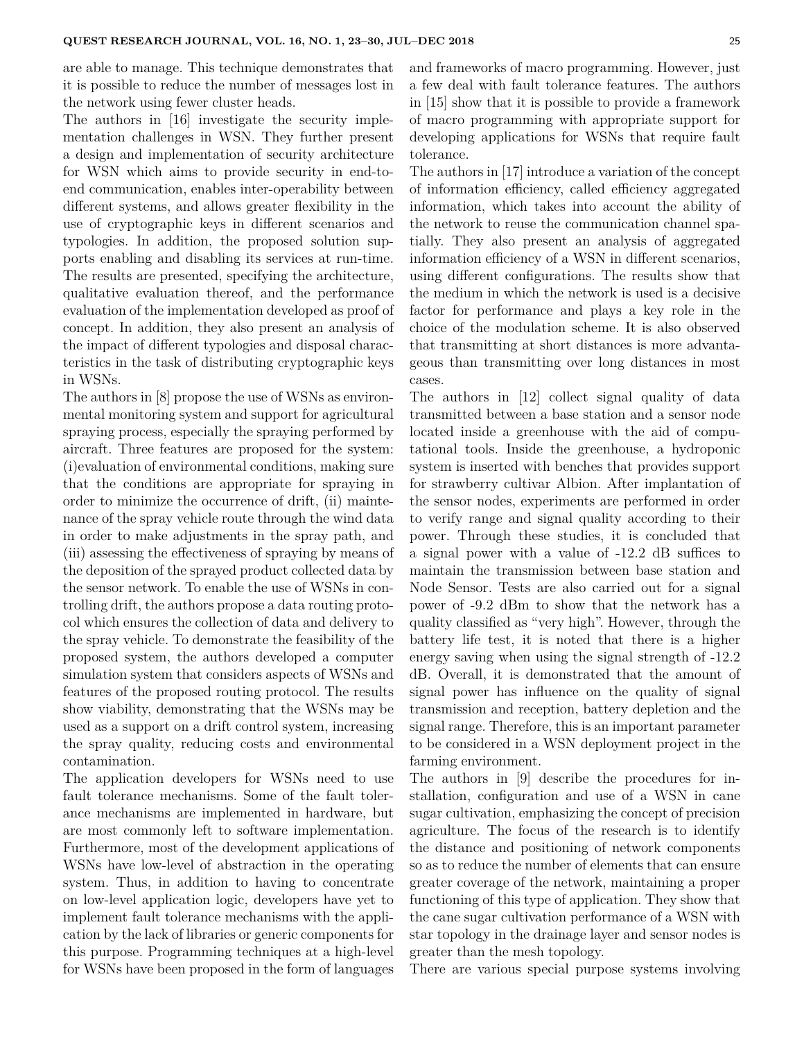are able to manage. This technique demonstrates that it is possible to reduce the number of messages lost in the network using fewer cluster heads.

The authors in [16] investigate the security implementation challenges in WSN. They further present a design and implementation of security architecture for WSN which aims to provide security in end-to-end communication, enables inter-operability between different systems, and allows greater flexibility in the use of cryptographic keys in different scenarios and typologies. In addition, the proposed solution supports enabling and disabling its services at run-time. The results are presented, specifying the architecture, qualitative evaluation thereof, and the performance evaluation of the implementation developed as proof of concept. In addition, they also present an analysis of the impact of different typologies and disposal characteristics in the task of distributing cryptographic keys in WSNs.

The authors in [8] propose the use of WSNs as environmental monitoring system and support for agricultural spraying process, especially the spraying performed by aircraft. Three features are proposed for the system: (i)evaluation of environmental conditions, making sure that the conditions are appropriate for spraying in order to minimize the occurrence of drift, (ii) maintenance of the spray vehicle route through the wind data in order to make adjustments in the spray path, and (iii) assessing the effectiveness of spraying by means of the deposition of the sprayed product collected data by the sensor network. To enable the use of WSNs in controlling drift, the authors propose a data routing protocol which ensures the collection of data and delivery to the spray vehicle. To demonstrate the feasibility of the proposed system, the authors developed a computer simulation system that considers aspects of WSNs and features of the proposed routing protocol. The results show viability, demonstrating that the WSNs may be used as a support on a drift control system, increasing the spray quality, reducing costs and environmental contamination.

The application developers for WSNs need to use fault tolerance mechanisms. Some of the fault tolerance mechanisms are implemented in hardware, but are most commonly left to software implementation. Furthermore, most of the development applications of WSNs have low-level of abstraction in the operating system. Thus, in addition to having to concentrate on low-level application logic, developers have yet to implement fault tolerance mechanisms with the application by the lack of libraries or generic components for this purpose. Programming techniques at a high-level for WSNs have been proposed in the form of languages and frameworks of macro programming. However, just a few deal with fault tolerance features. The authors in [15] show that it is possible to provide a framework of macro programming with appropriate support for developing applications for WSNs that require fault tolerance.

The authors in [17] introduce a variation of the concept of information efficiency, called efficiency aggregated information, which takes into account the ability of the network to reuse the communication channel spatially. They also present an analysis of aggregated information efficiency of a WSN in different scenarios, using different configurations. The results show that the medium in which the network is used is a decisive factor for performance and plays a key role in the choice of the modulation scheme. It is also observed that transmitting at short distances is more advantageous than transmitting over long distances in most cases.

The authors in [12] collect signal quality of data transmitted between a base station and a sensor node located inside a greenhouse with the aid of computational tools. Inside the greenhouse, a hydroponic system is inserted with benches that provides support for strawberry cultivar Albion. After implantation of the sensor nodes, experiments are performed in order to verify range and signal quality according to their power. Through these studies, it is concluded that a signal power with a value of -12.2 dB suffices to maintain the transmission between base station and Node Sensor. Tests are also carried out for a signal power of -9.2 dBm to show that the network has a quality classified as "very high". However, through the battery life test, it is noted that there is a higher energy saving when using the signal strength of -12.2 dB. Overall, it is demonstrated that the amount of signal power has influence on the quality of signal transmission and reception, battery depletion and the signal range. Therefore, this is an important parameter to be considered in a WSN deployment project in the farming environment.

The authors in [9] describe the procedures for installation, configuration and use of a WSN in cane sugar cultivation, emphasizing the concept of precision agriculture. The focus of the research is to identify the distance and positioning of network components so as to reduce the number of elements that can ensure greater coverage of the network, maintaining a proper functioning of this type of application. They show that the cane sugar cultivation performance of a WSN with star topology in the drainage layer and sensor nodes is greater than the mesh topology.

There are various special purpose systems involving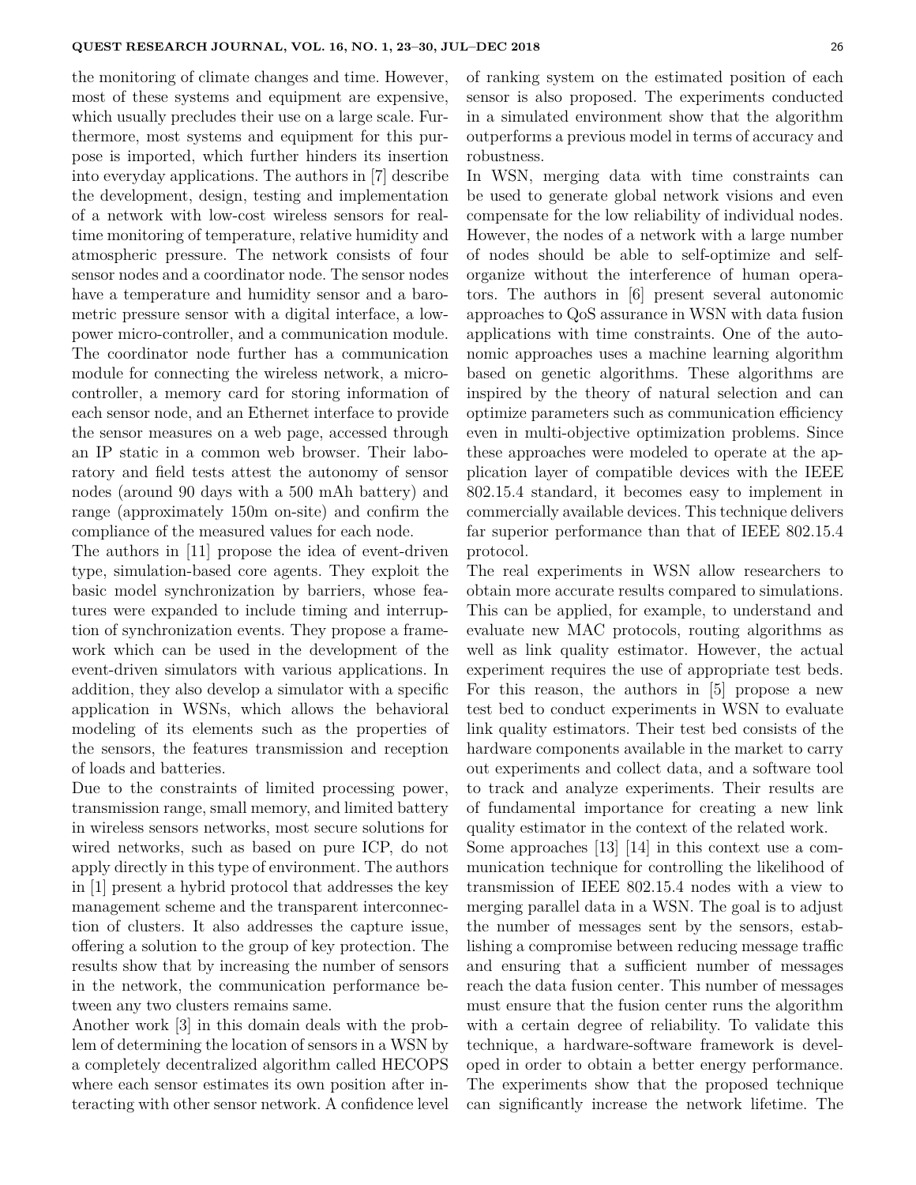the monitoring of climate changes and time. However, most of these systems and equipment are expensive, which usually precludes their use on a large scale. Furthermore, most systems and equipment for this purpose is imported, which further hinders its insertion into everyday applications. The authors in [7] describe the development, design, testing and implementation of a network with low-cost wireless sensors for real-time monitoring of temperature, relative humidity and atmospheric pressure. The network consists of four sensor nodes and a coordinator node. The sensor nodes have a temperature and humidity sensor and a barometric pressure sensor with a digital interface, a low-power micro-controller, and a communication module. The coordinator node further has a communication module for connecting the wireless network, a micro-controller, a memory card for storing information of each sensor node, and an Ethernet interface to provide the sensor measures on a web page, accessed through an IP static in a common web browser. Their laboratory and field tests attest the autonomy of sensor nodes (around 90 days with a 500 mAh battery) and range (approximately 150m on-site) and confirm the compliance of the measured values for each node.

The authors in [11] propose the idea of event-driven type, simulation-based core agents. They exploit the basic model synchronization by barriers, whose features were expanded to include timing and interruption of synchronization events. They propose a framework which can be used in the development of the event-driven simulators with various applications. In addition, they also develop a simulator with a specific application in WSNs, which allows the behavioral modeling of its elements such as the properties of the sensors, the features transmission and reception of loads and batteries.

Due to the constraints of limited processing power, transmission range, small memory, and limited battery in wireless sensors networks, most secure solutions for wired networks, such as based on pure ICP, do not apply directly in this type of environment. The authors in [1] present a hybrid protocol that addresses the key management scheme and the transparent interconnection of clusters. It also addresses the capture issue, offering a solution to the group of key protection. The results show that by increasing the number of sensors in the network, the communication performance between any two clusters remains same.

Another work [3] in this domain deals with the problem of determining the location of sensors in a WSN by a completely decentralized algorithm called HECOPS where each sensor estimates its own position after interacting with other sensor network. A confidence level of ranking system on the estimated position of each sensor is also proposed. The experiments conducted in a simulated environment show that the algorithm outperforms a previous model in terms of accuracy and robustness.

In WSN, merging data with time constraints can be used to generate global network visions and even compensate for the low reliability of individual nodes. However, the nodes of a network with a large number of nodes should be able to self-optimize and self-organize without the interference of human operators. The authors in [6] present several autonomic approaches to QoS assurance in WSN with data fusion applications with time constraints. One of the autonomic approaches uses a machine learning algorithm based on genetic algorithms. These algorithms are inspired by the theory of natural selection and can optimize parameters such as communication efficiency even in multi-objective optimization problems. Since these approaches were modeled to operate at the application layer of compatible devices with the IEEE 802.15.4 standard, it becomes easy to implement in commercially available devices. This technique delivers far superior performance than that of IEEE 802.15.4 protocol.

The real experiments in WSN allow researchers to obtain more accurate results compared to simulations. This can be applied, for example, to understand and evaluate new MAC protocols, routing algorithms as well as link quality estimator. However, the actual experiment requires the use of appropriate test beds. For this reason, the authors in [5] propose a new test bed to conduct experiments in WSN to evaluate link quality estimators. Their test bed consists of the hardware components available in the market to carry out experiments and collect data, and a software tool to track and analyze experiments. Their results are of fundamental importance for creating a new link quality estimator in the context of the related work.

Some approaches [13] [14] in this context use a communication technique for controlling the likelihood of transmission of IEEE 802.15.4 nodes with a view to merging parallel data in a WSN. The goal is to adjust the number of messages sent by the sensors, establishing a compromise between reducing message traffic and ensuring that a sufficient number of messages reach the data fusion center. This number of messages must ensure that the fusion center runs the algorithm with a certain degree of reliability. To validate this technique, a hardware-software framework is developed in order to obtain a better energy performance. The experiments show that the proposed technique can significantly increase the network lifetime. The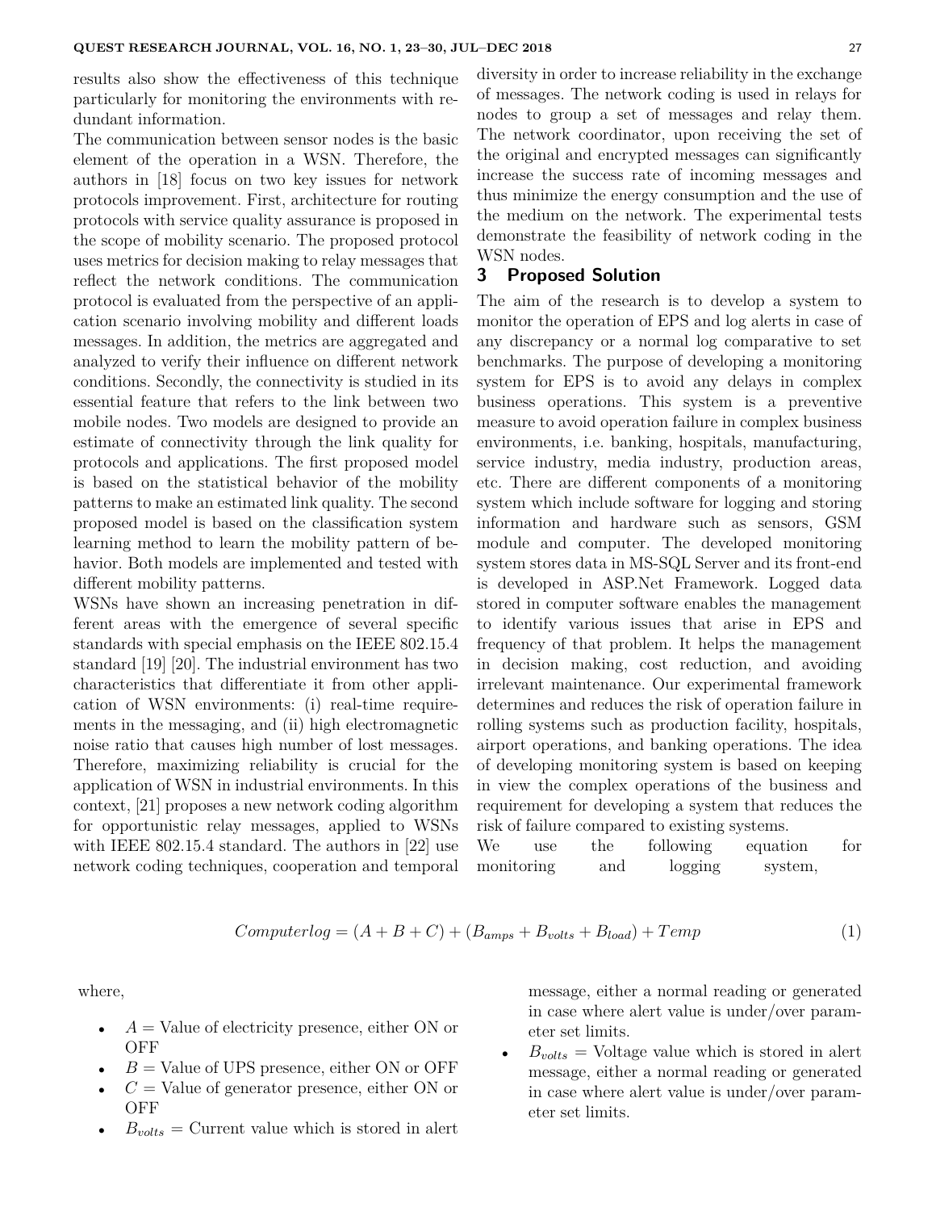results also show the effectiveness of this technique particularly for monitoring the environments with redundant information.

The communication between sensor nodes is the basic element of the operation in a WSN. Therefore, the authors in [18] focus on two key issues for network protocols improvement. First, architecture for routing protocols with service quality assurance is proposed in the scope of mobility scenario. The proposed protocol uses metrics for decision making to relay messages that reflect the network conditions. The communication protocol is evaluated from the perspective of an application scenario involving mobility and different loads messages. In addition, the metrics are aggregated and analyzed to verify their influence on different network conditions. Secondly, the connectivity is studied in its essential feature that refers to the link between two mobile nodes. Two models are designed to provide an estimate of connectivity through the link quality for protocols and applications. The first proposed model is based on the statistical behavior of the mobility patterns to make an estimated link quality. The second proposed model is based on the classification system learning method to learn the mobility pattern of behavior. Both models are implemented and tested with different mobility patterns.

WSNs have shown an increasing penetration in different areas with the emergence of several specific standards with special emphasis on the IEEE 802.15.4 standard [19] [20]. The industrial environment has two characteristics that differentiate it from other application of WSN environments: (i) real-time requirements in the messaging, and (ii) high electromagnetic noise ratio that causes high number of lost messages. Therefore, maximizing reliability is crucial for the application of WSN in industrial environments. In this context, [21] proposes a new network coding algorithm for opportunistic relay messages, applied to WSNs with IEEE 802.15.4 standard. The authors in [22] use network coding techniques, cooperation and temporal diversity in order to increase reliability in the exchange of messages. The network coding is used in relays for nodes to group a set of messages and relay them. The network coordinator, upon receiving the set of the original and encrypted messages can significantly increase the success rate of incoming messages and thus minimize the energy consumption and the use of the medium on the network. The experimental tests demonstrate the feasibility of network coding in the WSN nodes.

## 3 Proposed Solution

The aim of the research is to develop a system to monitor the operation of EPS and log alerts in case of any discrepancy or a normal log comparative to set benchmarks. The purpose of developing a monitoring system for EPS is to avoid any delays in complex business operations. This system is a preventive measure to avoid operation failure in complex business environments, i.e. banking, hospitals, manufacturing, service industry, media industry, production areas, etc. There are different components of a monitoring system which include software for logging and storing information and hardware such as sensors, GSM module and computer. The developed monitoring system stores data in MS-SQL Server and its front-end is developed in ASP.Net Framework. Logged data stored in computer software enables the management to identify various issues that arise in EPS and frequency of that problem. It helps the management in decision making, cost reduction, and avoiding irrelevant maintenance. Our experimental framework determines and reduces the risk of operation failure in rolling systems such as production facility, hospitals, airport operations, and banking operations. The idea of developing monitoring system is based on keeping in view the complex operations of the business and requirement for developing a system that reduces the risk of failure compared to existing systems.

We use the following equation for monitoring and logging system,

$$Computerlog = (A + B + C) + (B_{amps} + B_{volts} + B_{load}) + Temp \tag{1}$$

where,

- $A$ = Value of electricity presence, either ON or OFF
- $B$ = Value of UPS presence, either ON or OFF
- $C$ = Value of generator presence, either ON or OFF
- $B_{volts}$ = Current value which is stored in alert message, either a normal reading or generated in case where alert value is under/over parameter set limits.
- $B_{volts}$ = Voltage value which is stored in alert message, either a normal reading or generated in case where alert value is under/over parameter set limits.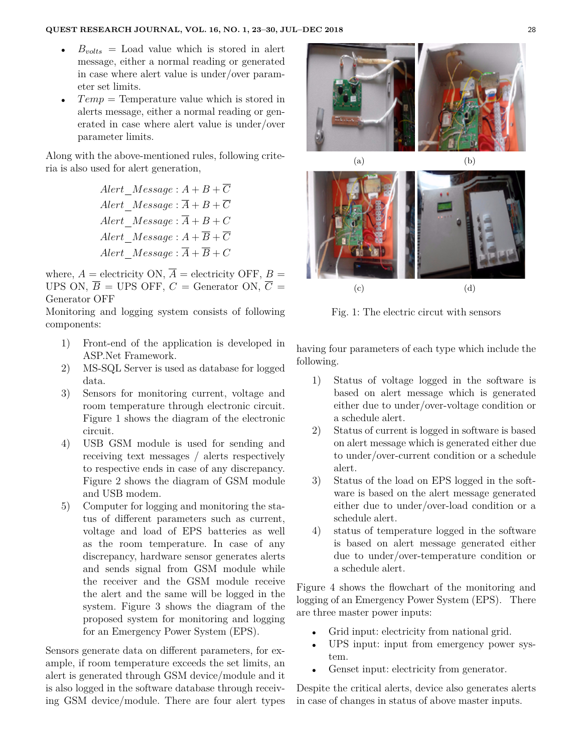- $B_{volts}$ = Load value which is stored in alert message, either a normal reading or generated in case where alert value is under/over parameter set limits.
- $Temp$ = Temperature value which is stored in alerts message, either a normal reading or generated in case where alert value is under/over parameter limits.

Along with the above-mentioned rules, following criteria is also used for alert generation,

$$Alert\_Message : A + B + \overline{C}$$
$$Alert\_Message : \overline{A} + B + \overline{C}$$
$$Alert\_Message : \overline{A} + B + C$$
$$Alert\_Message : A + \overline{B} + \overline{C}$$
$$Alert\_Message : \overline{A} + \overline{B} + C$$

where, $A$ = electricity ON, $\overline{A}$ = electricity OFF, $B$ = UPS ON, $\overline{B}$ = UPS OFF, $C$ = Generator ON, $\overline{C}$ = Generator OFF

Monitoring and logging system consists of following components:

1) Front-end of the application is developed in ASP.Net Framework.
2) MS-SQL Server is used as database for logged data.
3) Sensors for monitoring current, voltage and room temperature through electronic circuit. Figure 1 shows the diagram of the electronic circuit.
4) USB GSM module is used for sending and receiving text messages / alerts respectively to respective ends in case of any discrepancy. Figure 2 shows the diagram of GSM module and USB modem.
5) Computer for logging and monitoring the status of different parameters such as current, voltage and load of EPS batteries as well as the room temperature. In case of any discrepancy, hardware sensor generates alerts and sends signal from GSM module while the receiver and the GSM module receive the alert and the same will be logged in the system. Figure 3 shows the diagram of the proposed system for monitoring and logging for an Emergency Power System (EPS).

Sensors generate data on different parameters, for example, if room temperature exceeds the set limits, an alert is generated through GSM device/module and it is also logged in the software database through receiving GSM device/module. There are four alert types having four parameters of each type which include the following.

(a) (b) (c) (d)

Fig. 1: The electric circut with sensors

1) Status of voltage logged in the software is based on alert message which is generated either due to under/over-voltage condition or a schedule alert.
2) Status of current is logged in software is based on alert message which is generated either due to under/over-current condition or a schedule alert.
3) Status of the load on EPS logged in the software is based on the alert message generated either due to under/over-load condition or a schedule alert.
4) status of temperature logged in the software is based on alert message generated either due to under/over-temperature condition or a schedule alert.

Figure 4 shows the flowchart of the monitoring and logging of an Emergency Power System (EPS). There are three master power inputs:

- Grid input: electricity from national grid.
- UPS input: input from emergency power system.
- Genset input: electricity from generator.

Despite the critical alerts, device also generates alerts in case of changes in status of above master inputs.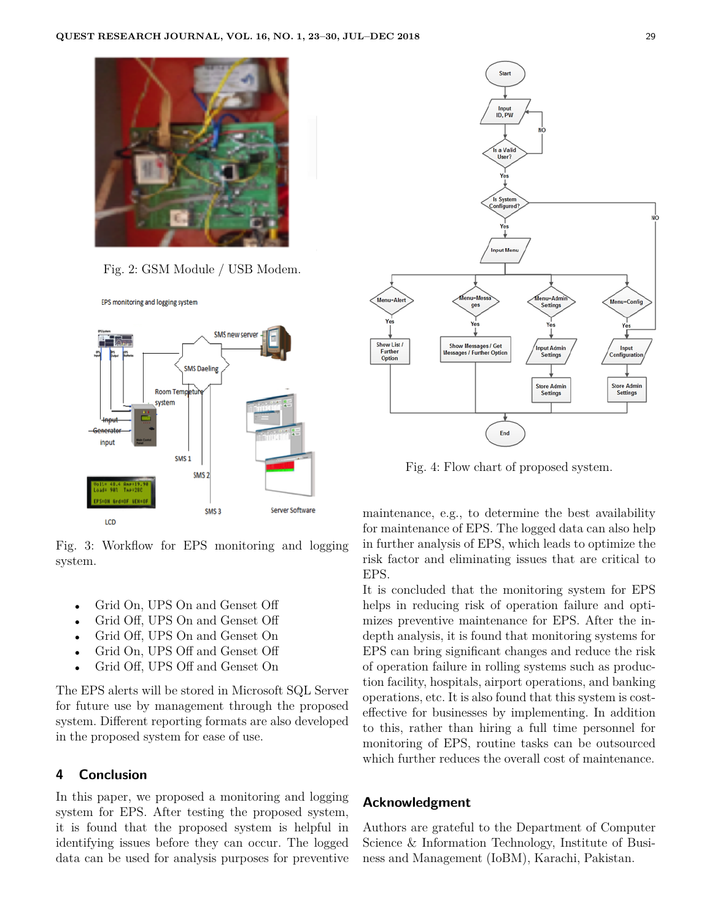Fig. 2: GSM Module / USB Modem.

Fig. 3: Workflow for EPS monitoring and logging system.

- Grid On, UPS On and Genset Off
- Grid Off, UPS On and Genset Off
- Grid Off, UPS On and Genset On
- Grid On, UPS Off and Genset Off
- Grid Off, UPS Off and Genset On

The EPS alerts will be stored in Microsoft SQL Server for future use by management through the proposed system. Different reporting formats are also developed in the proposed system for ease of use.

## 4 Conclusion

In this paper, we proposed a monitoring and logging system for EPS. After testing the proposed system, it is found that the proposed system is helpful in identifying issues before they can occur. The logged data can be used for analysis purposes for preventive maintenance, e.g., to determine the best availability for maintenance of EPS. The logged data can also help in further analysis of EPS, which leads to optimize the risk factor and eliminating issues that are critical to EPS.

It is concluded that the monitoring system for EPS helps in reducing risk of operation failure and optimizes preventive maintenance for EPS. After the in-depth analysis, it is found that monitoring systems for EPS can bring significant changes and reduce the risk of operation failure in rolling systems such as production facility, hospitals, airport operations, and banking operations, etc. It is also found that this system is cost-effective for businesses by implementing. In addition to this, rather than hiring a full time personnel for monitoring of EPS, routine tasks can be outsourced which further reduces the overall cost of maintenance.

Fig. 4: Flow chart of proposed system.

## Acknowledgment

Authors are grateful to the Department of Computer Science & Information Technology, Institute of Business and Management (IoBM), Karachi, Pakistan.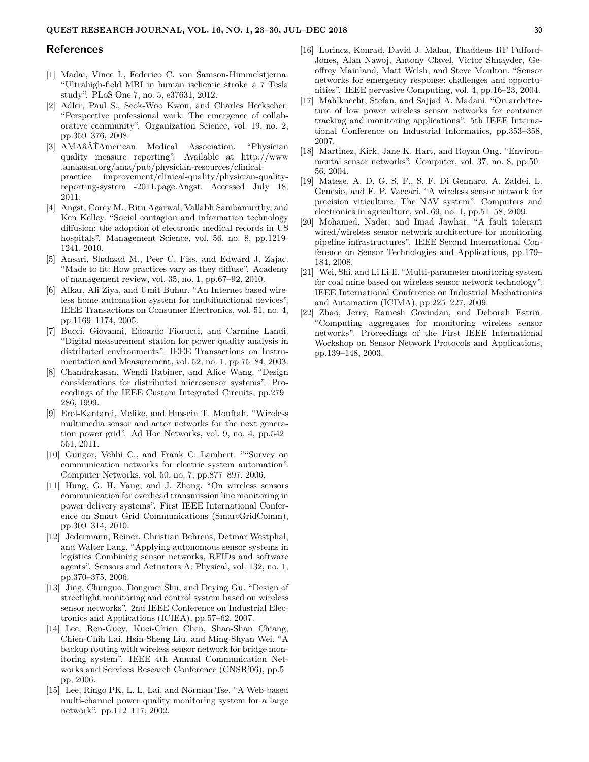## References

[1] Madai, Vince I., Federico C. von Samson-Himmelstjerna. "Ultrahigh-field MRI in human ischemic stroke–a 7 Tesla study". PLoS One 7, no. 5, e37631, 2012.

[2] Adler, Paul S., Seok-Woo Kwon, and Charles Heckscher. "Perspective–professional work: The emergence of collaborative community". Organization Science, vol. 19, no. 2, pp.359–376, 2008.

[3] AMAâĂŤAmerican Medical Association. "Physician quality measure reporting". Available at http://www.amaassn.org/ama/pub/physician-resources/clinical-practice improvement/clinical-quality/physician-quality-reporting-system -2011.page.Angst. Accessed July 18, 2011.

[4] Angst, Corey M., Ritu Agarwal, Vallabh Sambamurthy, and Ken Kelley. "Social contagion and information technology diffusion: the adoption of electronic medical records in US hospitals". Management Science, vol. 56, no. 8, pp.1219-1241, 2010.

[5] Ansari, Shahzad M., Peer C. Fiss, and Edward J. Zajac. "Made to fit: How practices vary as they diffuse". Academy of management review, vol. 35, no. 1, pp.67–92, 2010.

[6] Alkar, Ali Ziya, and Umit Buhur. "An Internet based wireless home automation system for multifunctional devices". IEEE Transactions on Consumer Electronics, vol. 51, no. 4, pp.1169–1174, 2005.

[7] Bucci, Giovanni, Edoardo Fiorucci, and Carmine Landi. "Digital measurement station for power quality analysis in distributed environments". IEEE Transactions on Instrumentation and Measurement, vol. 52, no. 1, pp.75–84, 2003.

[8] Chandrakasan, Wendi Rabiner, and Alice Wang. "Design considerations for distributed microsensor systems". Proceedings of the IEEE Custom Integrated Circuits, pp.279–286, 1999.

[9] Erol-Kantarci, Melike, and Hussein T. Mouftah. "Wireless multimedia sensor and actor networks for the next generation power grid". Ad Hoc Networks, vol. 9, no. 4, pp.542–551, 2011.

[10] Gungor, Vehbi C., and Frank C. Lambert. ""Survey on communication networks for electric system automation". Computer Networks, vol. 50, no. 7, pp.877–897, 2006.

[11] Hung, G. H. Yang, and J. Zhong. "On wireless sensors communication for overhead transmission line monitoring in power delivery systems". First IEEE International Conference on Smart Grid Communications (SmartGridComm), pp.309–314, 2010.

[12] Jedermann, Reiner, Christian Behrens, Detmar Westphal, and Walter Lang. "Applying autonomous sensor systems in logistics Combining sensor networks, RFIDs and software agents". Sensors and Actuators A: Physical, vol. 132, no. 1, pp.370–375, 2006.

[13] Jing, Chunguo, Dongmei Shu, and Deying Gu. "Design of streetlight monitoring and control system based on wireless sensor networks". 2nd IEEE Conference on Industrial Electronics and Applications (ICIEA), pp.57–62, 2007.

[14] Lee, Ren-Guey, Kuei-Chien Chen, Shao-Shan Chiang, Chien-Chih Lai, Hsin-Sheng Liu, and Ming-Shyan Wei. "A backup routing with wireless sensor network for bridge monitoring system". IEEE 4th Annual Communication Networks and Services Research Conference (CNSR'06), pp.5–pp, 2006.

[15] Lee, Ringo PK, L. L. Lai, and Norman Tse. "A Web-based multi-channel power quality monitoring system for a large network". pp.112–117, 2002.

[16] Lorincz, Konrad, David J. Malan, Thaddeus RF Fulford-Jones, Alan Nawoj, Antony Clavel, Victor Shnayder, Geoffrey Mainland, Matt Welsh, and Steve Moulton. "Sensor networks for emergency response: challenges and opportunities". IEEE pervasive Computing, vol. 4, pp.16–23, 2004.

[17] Mahlknecht, Stefan, and Sajjad A. Madani. "On architecture of low power wireless sensor networks for container tracking and monitoring applications". 5th IEEE International Conference on Industrial Informatics, pp.353–358, 2007.

[18] Martinez, Kirk, Jane K. Hart, and Royan Ong. "Environmental sensor networks". Computer, vol. 37, no. 8, pp.50–56, 2004.

[19] Matese, A. D. G. S. F., S. F. Di Gennaro, A. Zaldei, L. Genesio, and F. P. Vaccari. "A wireless sensor network for precision viticulture: The NAV system". Computers and electronics in agriculture, vol. 69, no. 1, pp.51–58, 2009.

[20] Mohamed, Nader, and Imad Jawhar. "A fault tolerant wired/wireless sensor network architecture for monitoring pipeline infrastructures". IEEE Second International Conference on Sensor Technologies and Applications, pp.179–184, 2008.

[21] Wei, Shi, and Li Li-li. "Multi-parameter monitoring system for coal mine based on wireless sensor network technology". IEEE International Conference on Industrial Mechatronics and Automation (ICIMA), pp.225–227, 2009.

[22] Zhao, Jerry, Ramesh Govindan, and Deborah Estrin. "Computing aggregates for monitoring wireless sensor networks". Proceedings of the First IEEE International Workshop on Sensor Network Protocols and Applications, pp.139–148, 2003.